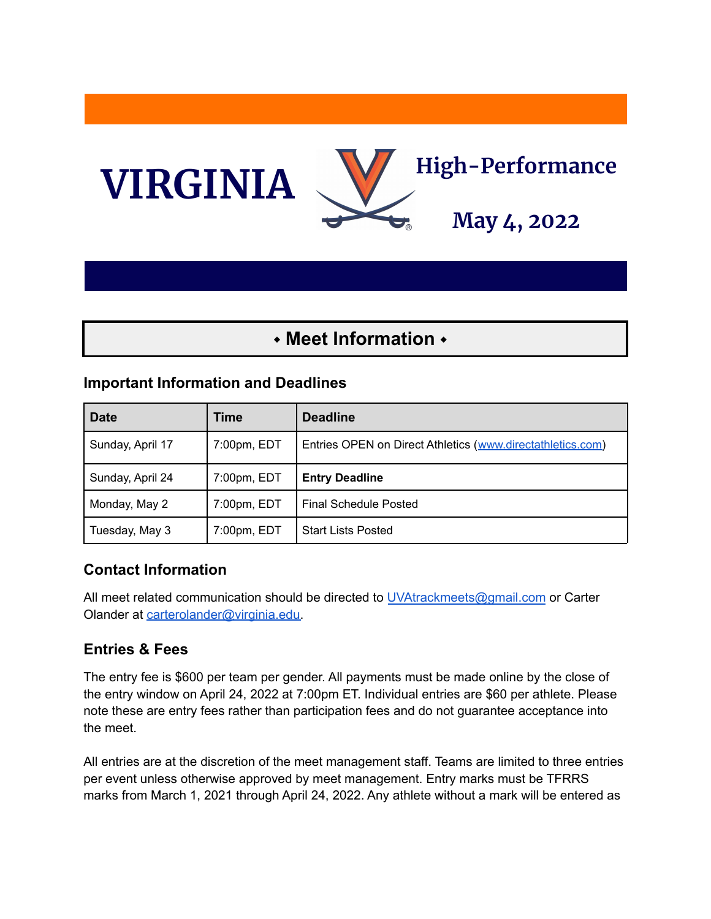# VIRGINIA High-Performance

## May 4, 2022

## ◆ Meet Information ◆

### Important Information and Deadlines

| Date | Time | Deadline |
|---|---|---|
| Sunday, April 17 | 7:00pm, EDT | Entries OPEN on Direct Athletics (www.directathletics.com) |
| Sunday, April 24 | 7:00pm, EDT | **Entry Deadline** |
| Monday, May 2 | 7:00pm, EDT | Final Schedule Posted |
| Tuesday, May 3 | 7:00pm, EDT | Start Lists Posted |

### Contact Information

All meet related communication should be directed to UVAtrackmeets@gmail.com or Carter Olander at carterolander@virginia.edu.

### Entries & Fees

The entry fee is $600 per team per gender. All payments must be made online by the close of the entry window on April 24, 2022 at 7:00pm ET. Individual entries are $60 per athlete. Please note these are entry fees rather than participation fees and do not guarantee acceptance into the meet.

All entries are at the discretion of the meet management staff. Teams are limited to three entries per event unless otherwise approved by meet management. Entry marks must be TFRRS marks from March 1, 2021 through April 24, 2022. Any athlete without a mark will be entered as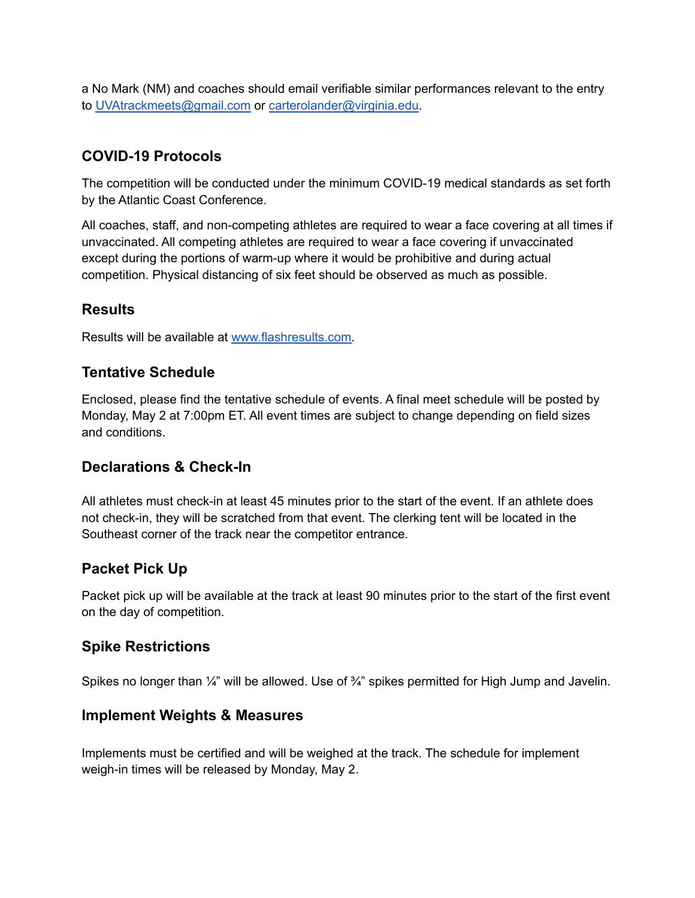a No Mark (NM) and coaches should email verifiable similar performances relevant to the entry to [UVAtrackmeets@gmail.com](mailto:UVAtrackmeets@gmail.com) or [carterolander@virginia.edu](mailto:carterolander@virginia.edu).

## COVID-19 Protocols

The competition will be conducted under the minimum COVID-19 medical standards as set forth by the Atlantic Coast Conference.

All coaches, staff, and non-competing athletes are required to wear a face covering at all times if unvaccinated. All competing athletes are required to wear a face covering if unvaccinated except during the portions of warm-up where it would be prohibitive and during actual competition. Physical distancing of six feet should be observed as much as possible.

## Results

Results will be available at [www.flashresults.com](http://www.flashresults.com).

## Tentative Schedule

Enclosed, please find the tentative schedule of events. A final meet schedule will be posted by Monday, May 2 at 7:00pm ET. All event times are subject to change depending on field sizes and conditions.

## Declarations & Check-In

All athletes must check-in at least 45 minutes prior to the start of the event. If an athlete does not check-in, they will be scratched from that event. The clerking tent will be located in the Southeast corner of the track near the competitor entrance.

## Packet Pick Up

Packet pick up will be available at the track at least 90 minutes prior to the start of the first event on the day of competition.

## Spike Restrictions

Spikes no longer than ¼" will be allowed. Use of ¾" spikes permitted for High Jump and Javelin.

## Implement Weights & Measures

Implements must be certified and will be weighed at the track. The schedule for implement weigh-in times will be released by Monday, May 2.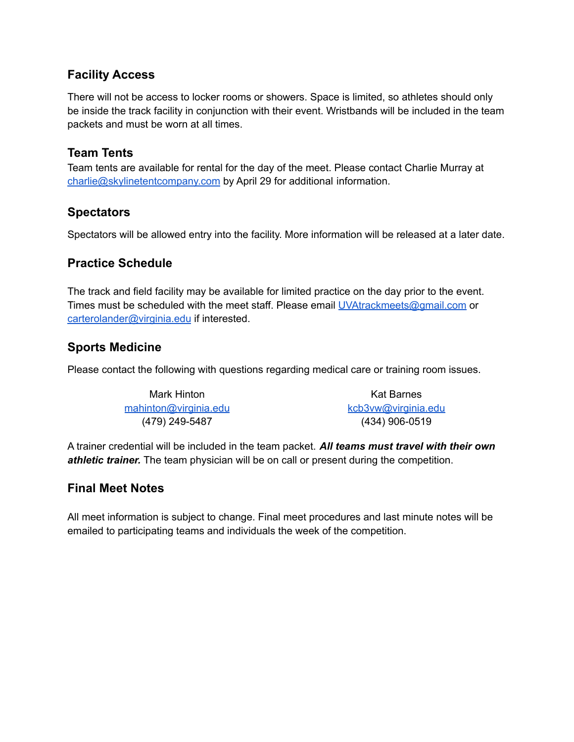## Facility Access

There will not be access to locker rooms or showers. Space is limited, so athletes should only be inside the track facility in conjunction with their event. Wristbands will be included in the team packets and must be worn at all times.

## Team Tents

Team tents are available for rental for the day of the meet. Please contact Charlie Murray at charlie@skylinetentcompany.com by April 29 for additional information.

## Spectators

Spectators will be allowed entry into the facility. More information will be released at a later date.

## Practice Schedule

The track and field facility may be available for limited practice on the day prior to the event. Times must be scheduled with the meet staff. Please email UVAtrackmeets@gmail.com or carterolander@virginia.edu if interested.

## Sports Medicine

Please contact the following with questions regarding medical care or training room issues.

Mark Hinton
mahinton@virginia.edu
(479) 249-5487

Kat Barnes
kcb3vw@virginia.edu
(434) 906-0519

A trainer credential will be included in the team packet. ***All teams must travel with their own athletic trainer.*** The team physician will be on call or present during the competition.

## Final Meet Notes

All meet information is subject to change. Final meet procedures and last minute notes will be emailed to participating teams and individuals the week of the competition.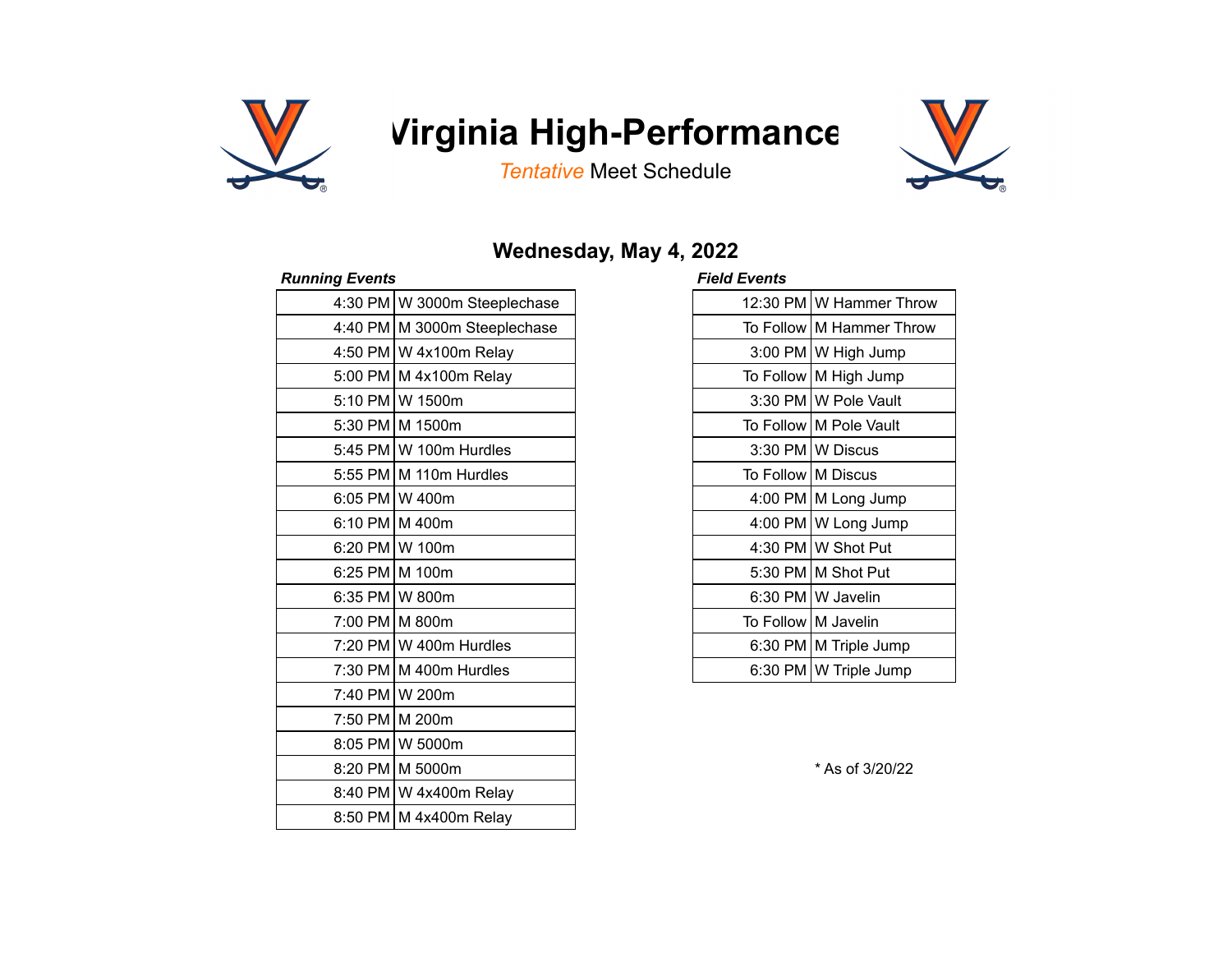# Virginia High-Performance

*Tentative* Meet Schedule

## Wednesday, May 4, 2022

***Running Events***

| | |
|---|---|
| 4:30 PM | W 3000m Steeplechase |
| 4:40 PM | M 3000m Steeplechase |
| 4:50 PM | W 4x100m Relay |
| 5:00 PM | M 4x100m Relay |
| 5:10 PM | W 1500m |
| 5:30 PM | M 1500m |
| 5:45 PM | W 100m Hurdles |
| 5:55 PM | M 110m Hurdles |
| 6:05 PM | W 400m |
| 6:10 PM | M 400m |
| 6:20 PM | W 100m |
| 6:25 PM | M 100m |
| 6:35 PM | W 800m |
| 7:00 PM | M 800m |
| 7:20 PM | W 400m Hurdles |
| 7:30 PM | M 400m Hurdles |
| 7:40 PM | W 200m |
| 7:50 PM | M 200m |
| 8:05 PM | W 5000m |
| 8:20 PM | M 5000m |
| 8:40 PM | W 4x400m Relay |
| 8:50 PM | M 4x400m Relay |

***Field Events***

| | |
|---|---|
| 12:30 PM | W Hammer Throw |
| To Follow | M Hammer Throw |
| 3:00 PM | W High Jump |
| To Follow | M High Jump |
| 3:30 PM | W Pole Vault |
| To Follow | M Pole Vault |
| 3:30 PM | W Discus |
| To Follow | M Discus |
| 4:00 PM | M Long Jump |
| 4:00 PM | W Long Jump |
| 4:30 PM | W Shot Put |
| 5:30 PM | M Shot Put |
| 6:30 PM | W Javelin |
| To Follow | M Javelin |
| 6:30 PM | M Triple Jump |
| 6:30 PM | W Triple Jump |

* As of 3/20/22